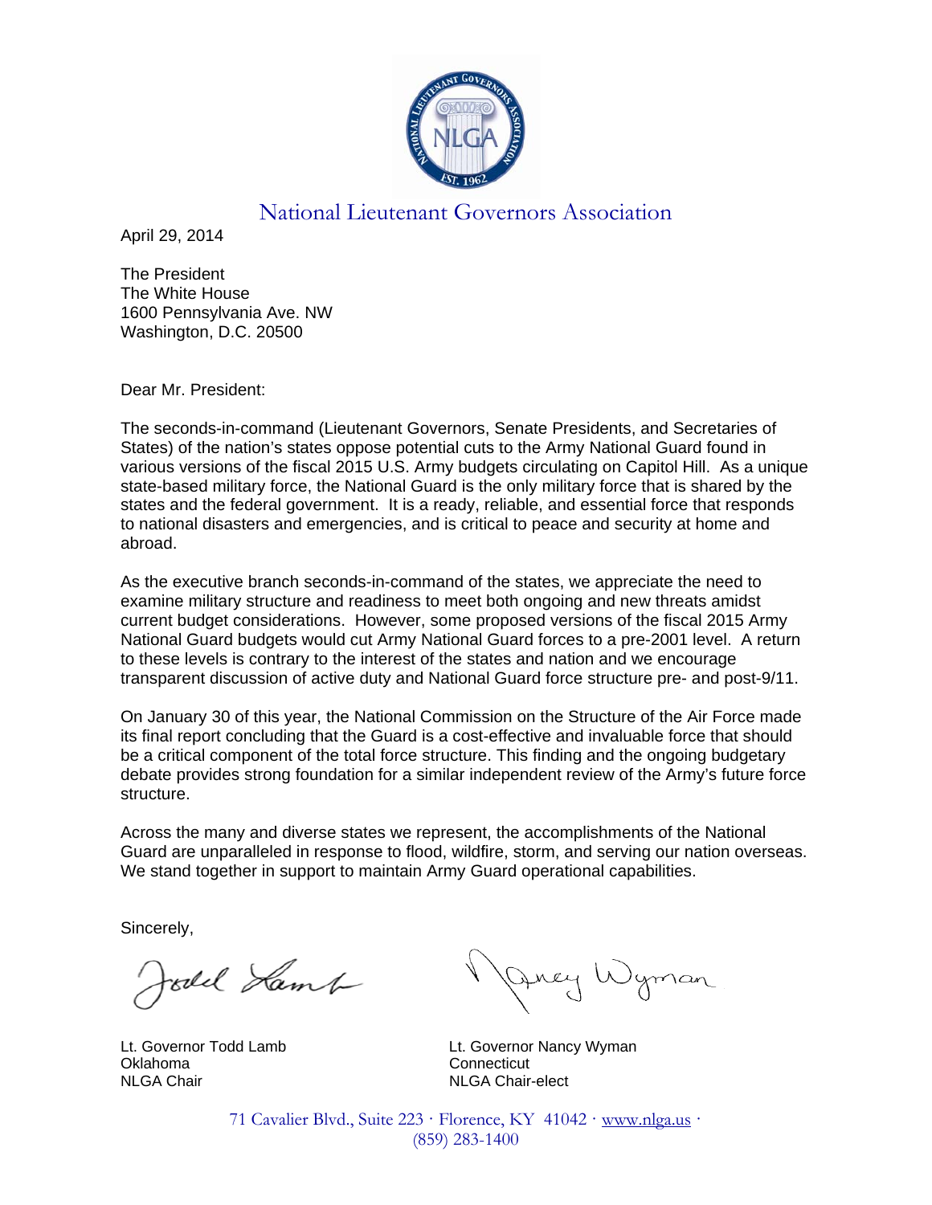# National Lieutenant Governors Association

April 29, 2014

The President
The White House
1600 Pennsylvania Ave. NW
Washington, D.C. 20500

Dear Mr. President:

The seconds-in-command (Lieutenant Governors, Senate Presidents, and Secretaries of States) of the nation's states oppose potential cuts to the Army National Guard found in various versions of the fiscal 2015 U.S. Army budgets circulating on Capitol Hill. As a unique state-based military force, the National Guard is the only military force that is shared by the states and the federal government. It is a ready, reliable, and essential force that responds to national disasters and emergencies, and is critical to peace and security at home and abroad.

As the executive branch seconds-in-command of the states, we appreciate the need to examine military structure and readiness to meet both ongoing and new threats amidst current budget considerations. However, some proposed versions of the fiscal 2015 Army National Guard budgets would cut Army National Guard forces to a pre-2001 level. A return to these levels is contrary to the interest of the states and nation and we encourage transparent discussion of active duty and National Guard force structure pre- and post-9/11.

On January 30 of this year, the National Commission on the Structure of the Air Force made its final report concluding that the Guard is a cost-effective and invaluable force that should be a critical component of the total force structure. This finding and the ongoing budgetary debate provides strong foundation for a similar independent review of the Army's future force structure.

Across the many and diverse states we represent, the accomplishments of the National Guard are unparalleled in response to flood, wildfire, storm, and serving our nation overseas. We stand together in support to maintain Army Guard operational capabilities.

Sincerely,

Lt. Governor Todd Lamb
Oklahoma
NLGA Chair

Lt. Governor Nancy Wyman
Connecticut
NLGA Chair-elect

71 Cavalier Blvd., Suite 223 · Florence, KY 41042 · www.nlga.us · (859) 283-1400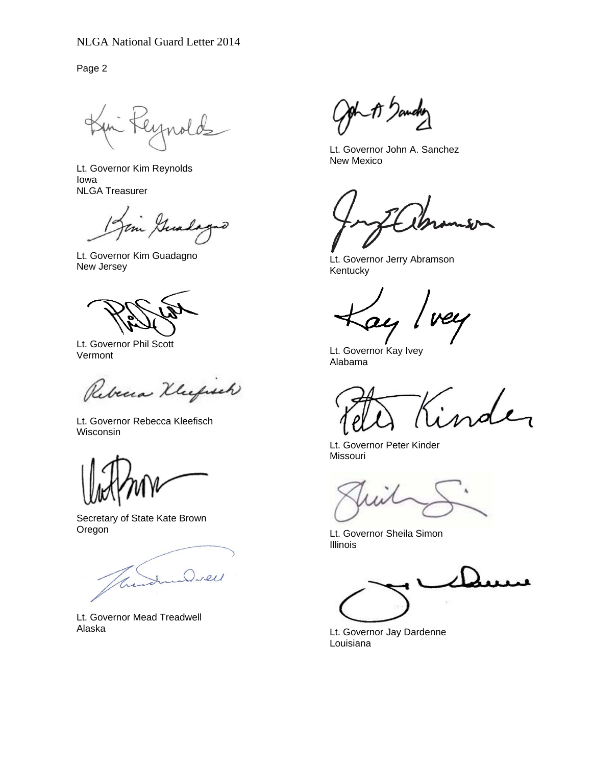Lt. Governor Kim Reynolds
Iowa
NLGA Treasurer

Lt. Governor Kim Guadagno
New Jersey

Lt. Governor Phil Scott
Vermont

Lt. Governor Rebecca Kleefisch
Wisconsin

Secretary of State Kate Brown
Oregon

Lt. Governor Mead Treadwell
Alaska

Lt. Governor John A. Sanchez
New Mexico

Lt. Governor Jerry Abramson
Kentucky

Lt. Governor Kay Ivey
Alabama

Lt. Governor Peter Kinder
Missouri

Lt. Governor Sheila Simon
Illinois

Lt. Governor Jay Dardenne
Louisiana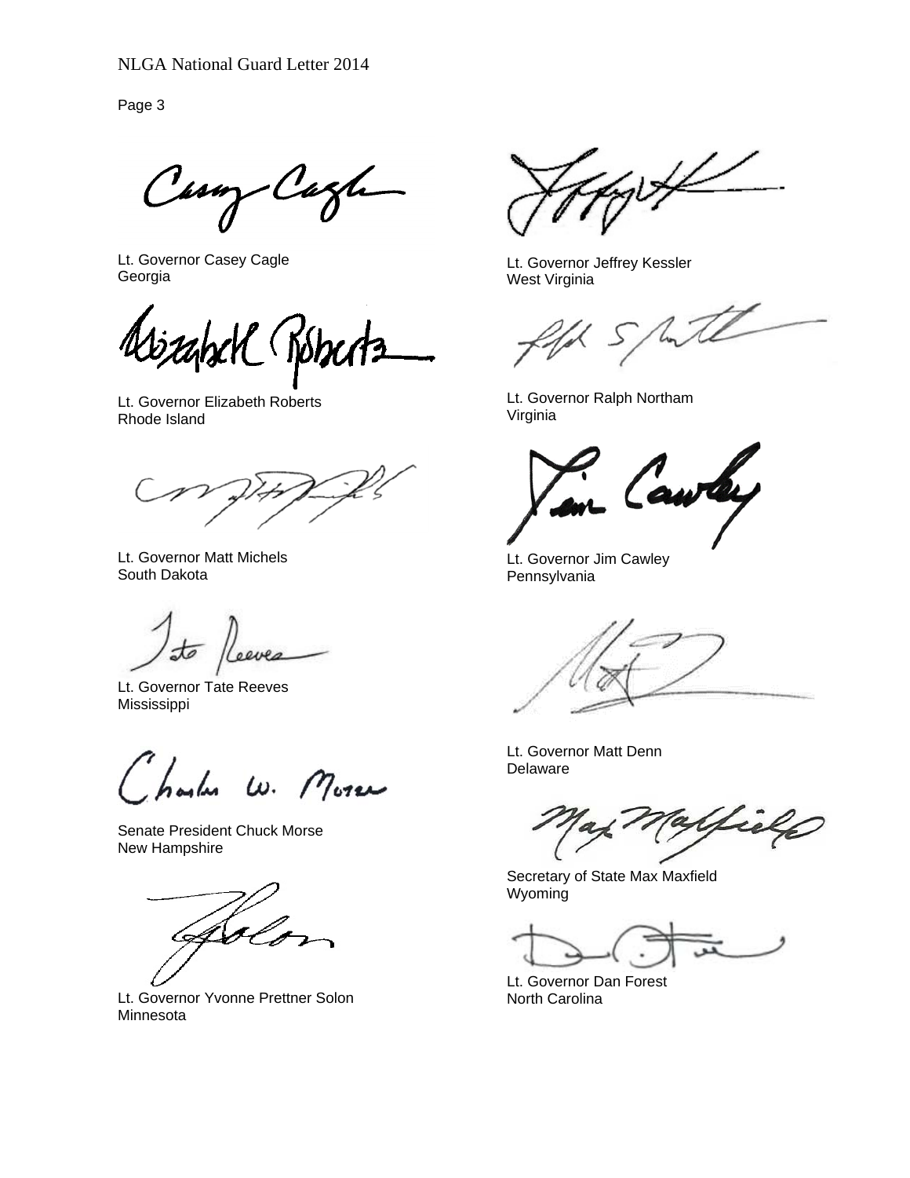Lt. Governor Casey Cagle
Georgia

Lt. Governor Elizabeth Roberts
Rhode Island

Lt. Governor Matt Michels
South Dakota

Lt. Governor Tate Reeves
Mississippi

Senate President Chuck Morse
New Hampshire

Lt. Governor Yvonne Prettner Solon
Minnesota

Lt. Governor Jeffrey Kessler
West Virginia

Lt. Governor Ralph Northam
Virginia

Lt. Governor Jim Cawley
Pennsylvania

Lt. Governor Matt Denn
Delaware

Secretary of State Max Maxfield
Wyoming

Lt. Governor Dan Forest
North Carolina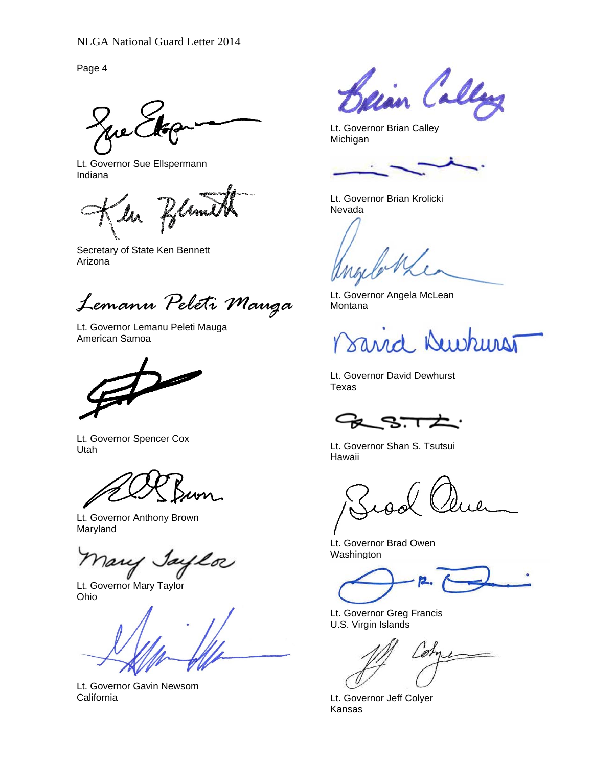Lt. Governor Sue Ellspermann
Indiana

Secretary of State Ken Bennett
Arizona

*Lemanu Peléti Mauga*

Lt. Governor Lemanu Peleti Mauga
American Samoa

Lt. Governor Spencer Cox
Utah

Lt. Governor Anthony Brown
Maryland

Lt. Governor Mary Taylor
Ohio

Lt. Governor Gavin Newsom
California

Lt. Governor Brian Calley
Michigan

Lt. Governor Brian Krolicki
Nevada

Lt. Governor Angela McLean
Montana

Lt. Governor David Dewhurst
Texas

Lt. Governor Shan S. Tsutsui
Hawaii

Lt. Governor Brad Owen
Washington

Lt. Governor Greg Francis
U.S. Virgin Islands

Lt. Governor Jeff Colyer
Kansas